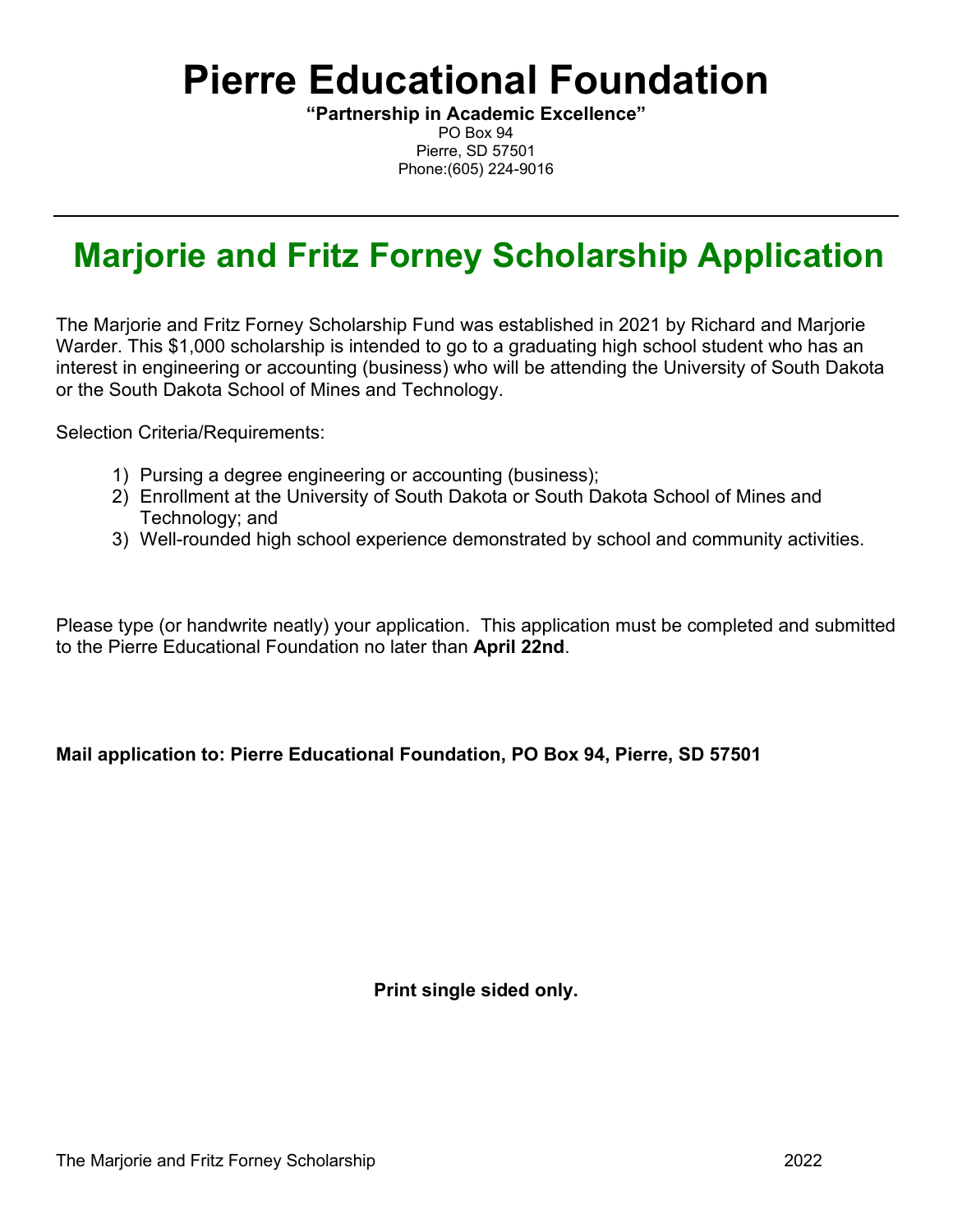# Pierre Educational Foundation

**"Partnership in Academic Excellence"**
PO Box 94
Pierre, SD 57501
Phone:(605) 224-9016

---

## Marjorie and Fritz Forney Scholarship Application

The Marjorie and Fritz Forney Scholarship Fund was established in 2021 by Richard and Marjorie Warder. This $1,000 scholarship is intended to go to a graduating high school student who has an interest in engineering or accounting (business) who will be attending the University of South Dakota or the South Dakota School of Mines and Technology.

Selection Criteria/Requirements:

1) Pursing a degree engineering or accounting (business);
2) Enrollment at the University of South Dakota or South Dakota School of Mines and Technology; and
3) Well-rounded high school experience demonstrated by school and community activities.

Please type (or handwrite neatly) your application. This application must be completed and submitted to the Pierre Educational Foundation no later than **April 22nd**.

**Mail application to: Pierre Educational Foundation, PO Box 94, Pierre, SD 57501**

**Print single sided only.**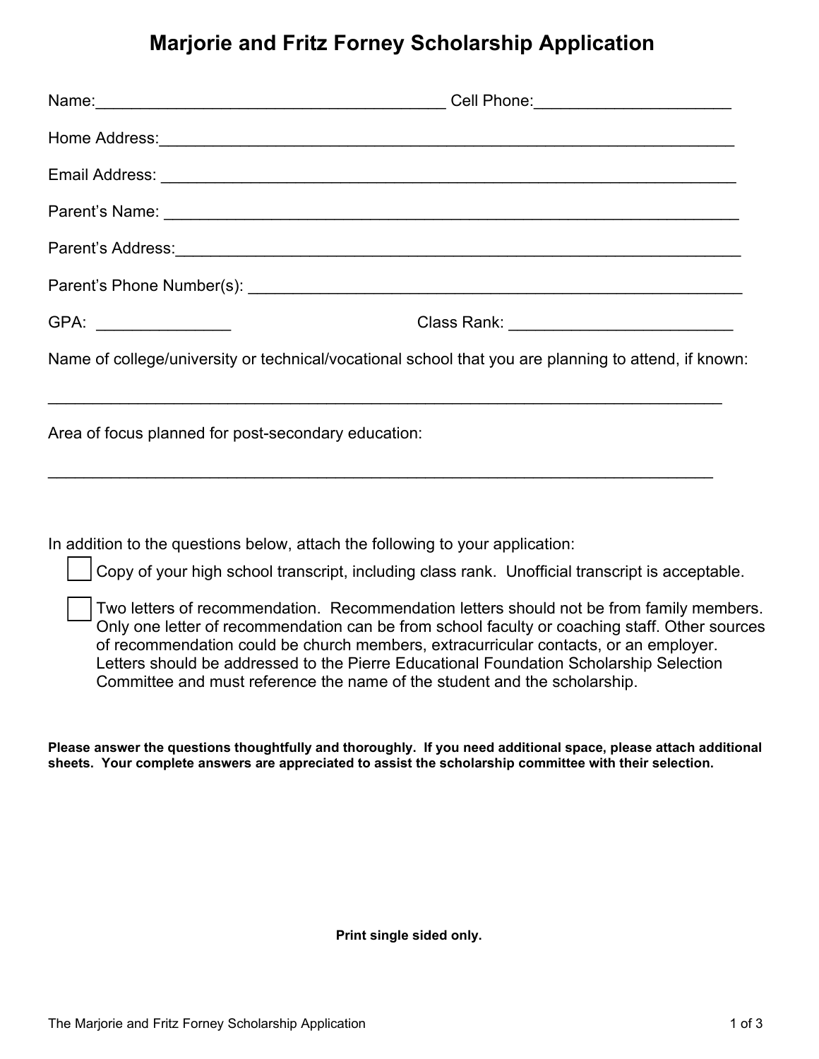# Marjorie and Fritz Forney Scholarship Application

Name:_______________________________________ Cell Phone:_____________________

Home Address:_________________________________________________________________

Email Address: _______________________________________________________________

Parent's Name: _______________________________________________________________

Parent's Address:_____________________________________________________________

Parent's Phone Number(s): _____________________________________________________

GPA: ______________ Class Rank: ________________________

Name of college/university or technical/vocational school that you are planning to attend, if known:

___________________________________________________________________________

Area of focus planned for post-secondary education:

___________________________________________________________________________

In addition to the questions below, attach the following to your application:

- ☐ Copy of your high school transcript, including class rank. Unofficial transcript is acceptable.
- ☐ Two letters of recommendation. Recommendation letters should not be from family members. Only one letter of recommendation can be from school faculty or coaching staff. Other sources of recommendation could be church members, extracurricular contacts, or an employer. Letters should be addressed to the Pierre Educational Foundation Scholarship Selection Committee and must reference the name of the student and the scholarship.

**Please answer the questions thoughtfully and thoroughly. If you need additional space, please attach additional sheets. Your complete answers are appreciated to assist the scholarship committee with their selection.**

**Print single sided only.**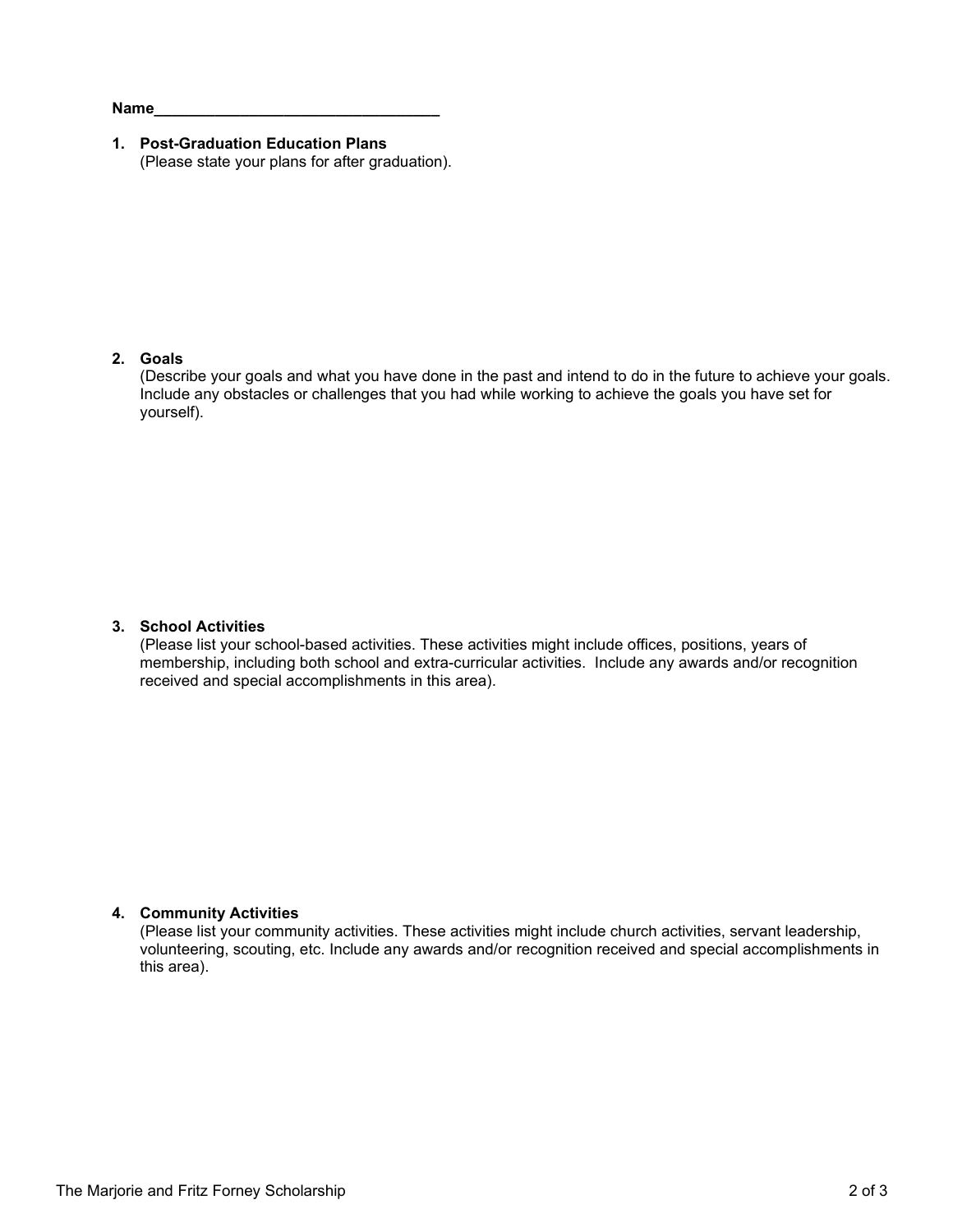**Name**_________________________________

1. **Post-Graduation Education Plans**
   (Please state your plans for after graduation).

2. **Goals**
   (Describe your goals and what you have done in the past and intend to do in the future to achieve your goals. Include any obstacles or challenges that you had while working to achieve the goals you have set for yourself).

3. **School Activities**
   (Please list your school-based activities. These activities might include offices, positions, years of membership, including both school and extra-curricular activities. Include any awards and/or recognition received and special accomplishments in this area).

4. **Community Activities**
   (Please list your community activities. These activities might include church activities, servant leadership, volunteering, scouting, etc. Include any awards and/or recognition received and special accomplishments in this area).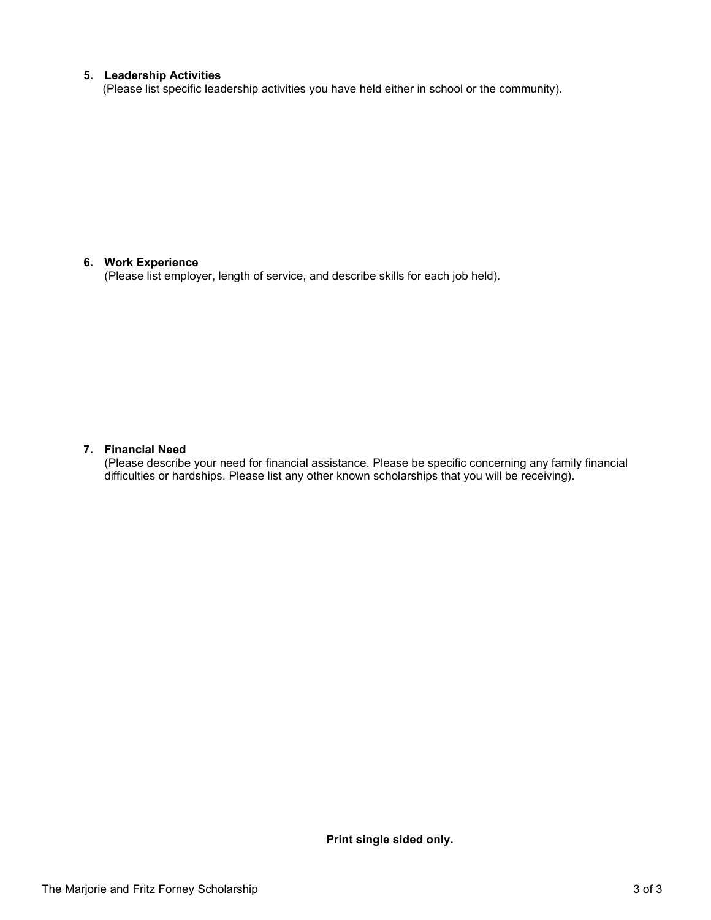5. **Leadership Activities**
   (Please list specific leadership activities you have held either in school or the community).

6. **Work Experience**
   (Please list employer, length of service, and describe skills for each job held).

7. **Financial Need**
   (Please describe your need for financial assistance. Please be specific concerning any family financial difficulties or hardships. Please list any other known scholarships that you will be receiving).

**Print single sided only.**